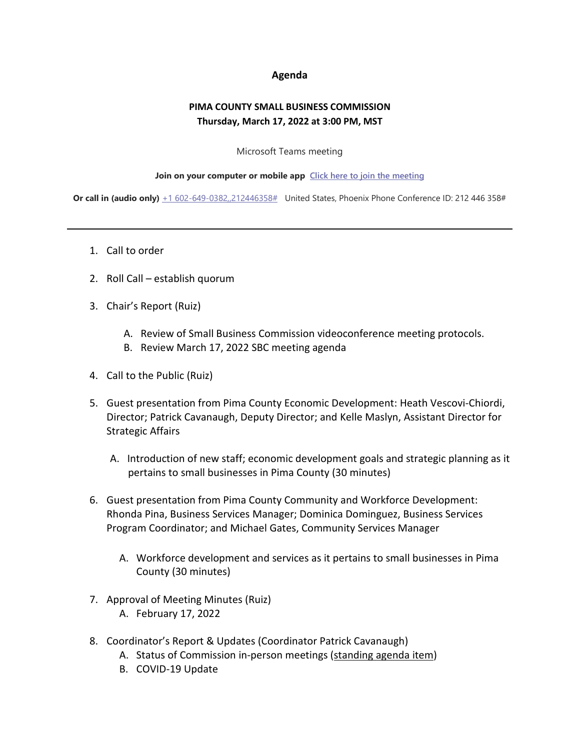# Agenda

## PIMA COUNTY SMALL BUSINESS COMMISSION
## Thursday, March 17, 2022 at 3:00 PM, MST

Microsoft Teams meeting

**Join on your computer or mobile app** Click here to join the meeting

**Or call in (audio only)** +1 602-649-0382,,212446358# United States, Phoenix Phone Conference ID: 212 446 358#

---

1. Call to order

2. Roll Call – establish quorum

3. Chair's Report (Ruiz)

   A. Review of Small Business Commission videoconference meeting protocols.
   B. Review March 17, 2022 SBC meeting agenda

4. Call to the Public (Ruiz)

5. Guest presentation from Pima County Economic Development: Heath Vescovi-Chiordi, Director; Patrick Cavanaugh, Deputy Director; and Kelle Maslyn, Assistant Director for Strategic Affairs

   A. Introduction of new staff; economic development goals and strategic planning as it pertains to small businesses in Pima County (30 minutes)

6. Guest presentation from Pima County Community and Workforce Development: Rhonda Pina, Business Services Manager; Dominica Dominguez, Business Services Program Coordinator; and Michael Gates, Community Services Manager

   A. Workforce development and services as it pertains to small businesses in Pima County (30 minutes)

7. Approval of Meeting Minutes (Ruiz)
   A. February 17, 2022

8. Coordinator's Report & Updates (Coordinator Patrick Cavanaugh)
   A. Status of Commission in-person meetings (standing agenda item)
   B. COVID-19 Update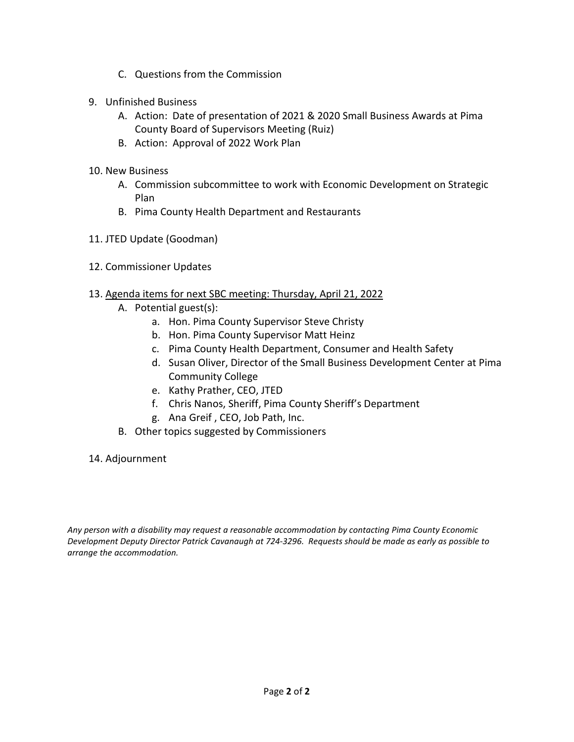C. Questions from the Commission

9. Unfinished Business
    A. Action: Date of presentation of 2021 & 2020 Small Business Awards at Pima County Board of Supervisors Meeting (Ruiz)
    B. Action: Approval of 2022 Work Plan

10. New Business
    A. Commission subcommittee to work with Economic Development on Strategic Plan
    B. Pima County Health Department and Restaurants

11. JTED Update (Goodman)

12. Commissioner Updates

13. <u>Agenda items for next SBC meeting: Thursday, April 21, 2022</u>
    A. Potential guest(s):
        a. Hon. Pima County Supervisor Steve Christy
        b. Hon. Pima County Supervisor Matt Heinz
        c. Pima County Health Department, Consumer and Health Safety
        d. Susan Oliver, Director of the Small Business Development Center at Pima Community College
        e. Kathy Prather, CEO, JTED
        f. Chris Nanos, Sheriff, Pima County Sheriff's Department
        g. Ana Greif , CEO, Job Path, Inc.
    B. Other topics suggested by Commissioners

14. Adjournment

*Any person with a disability may request a reasonable accommodation by contacting Pima County Economic Development Deputy Director Patrick Cavanaugh at 724-3296. Requests should be made as early as possible to arrange the accommodation.*